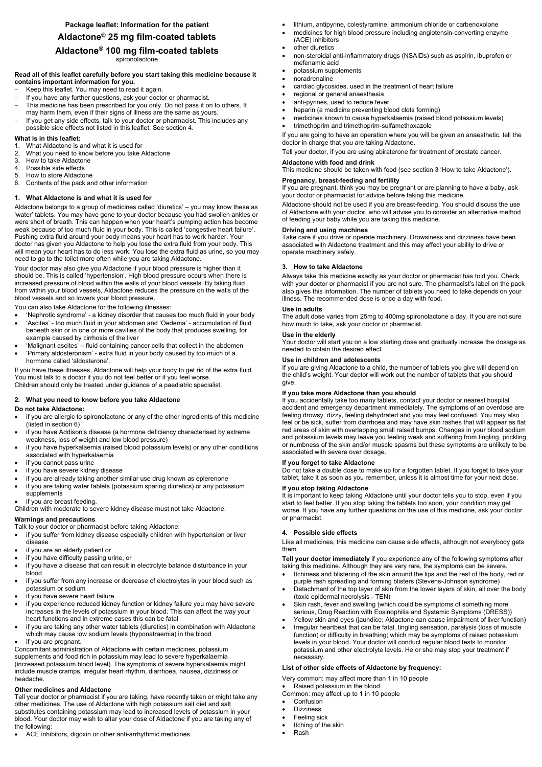**Package leaflet: Information for the patient**

# Aldactone® 25 mg film-coated tablets

# Aldactone® 100 mg film-coated tablets

spironolactone

**Read all of this leaflet carefully before you start taking this medicine because it contains important information for you.**

- Keep this leaflet. You may need to read it again.
- If you have any further questions, ask your doctor or pharmacist.
- This medicine has been prescribed for you only. Do not pass it on to others. It may harm them, even if their signs of illness are the same as yours.
- If you get any side effects, talk to your doctor or pharmacist. This includes any possible side effects not listed in this leaflet. See section 4.

**What is in this leaflet:**

1. What Aldactone is and what it is used for
2. What you need to know before you take Aldactone
3. How to take Aldactone
4. Possible side effects
5. How to store Aldactone
6. Contents of the pack and other information

## 1. What Aldactone is and what it is used for

Aldactone belongs to a group of medicines called 'diuretics' – you may know these as 'water' tablets. You may have gone to your doctor because you had swollen ankles or were short of breath. This can happen when your heart's pumping action has become weak because of too much fluid in your body. This is called 'congestive heart failure'. Pushing extra fluid around your body means your heart has to work harder. Your doctor has given you Aldactone to help you lose the extra fluid from your body. This will mean your heart has to do less work. You lose the extra fluid as urine, so you may need to go to the toilet more often while you are taking Aldactone.

Your doctor may also give you Aldactone if your blood pressure is higher than it should be. This is called 'hypertension'. High blood pressure occurs when there is increased pressure of blood within the walls of your blood vessels. By taking fluid from within your blood vessels, Aldactone reduces the pressure on the walls of the blood vessels and so lowers your blood pressure.

You can also take Aldactone for the following illnesses:

- 'Nephrotic syndrome' - a kidney disorder that causes too much fluid in your body
- 'Ascites' - too much fluid in your abdomen and 'Oedema' - accumulation of fluid beneath skin or in one or more cavities of the body that produces swelling, for example caused by cirrhosis of the liver
- 'Malignant ascites' – fluid containing cancer cells that collect in the abdomen
- 'Primary aldosteronism' - extra fluid in your body caused by too much of a hormone called 'aldosterone'.

If you have these illnesses, Aldactone will help your body to get rid of the extra fluid. You must talk to a doctor if you do not feel better or if you feel worse.
Children should only be treated under guidance of a paediatric specialist.

## 2. What you need to know before you take Aldactone

**Do not take Aldactone:**

- if you are allergic to spironolactone or any of the other ingredients of this medicine (listed in section 6)
- if you have Addison's disease (a hormone deficiency characterised by extreme weakness, loss of weight and low blood pressure)
- if you have hyperkalaemia (raised blood potassium levels) or any other conditions associated with hyperkalaemia
- if you cannot pass urine
- if you have severe kidney disease
- if you are already taking another similar use drug known as eplerenone
- if you are taking water tablets (potassium sparing diuretics) or any potassium supplements
- if you are breast feeding.

Children with moderate to severe kidney disease must not take Aldactone.

**Warnings and precautions**

Talk to your doctor or pharmacist before taking Aldactone:

- if you suffer from kidney disease especially children with hypertension or liver disease
- if you are an elderly patient or
- if you have difficulty passing urine, or
- if you have a disease that can result in electrolyte balance disturbance in your blood
- if you suffer from any increase or decrease of electrolytes in your blood such as potassium or sodium
- if you have severe heart failure.
- if you experience reduced kidney function or kidney failure you may have severe increases in the levels of potassium in your blood. This can affect the way your heart functions and in extreme cases this can be fatal
- if you are taking any other water tablets (diuretics) in combination with Aldactone which may cause low sodium levels (hyponatraemia) in the blood
- if you are pregnant.

Concomitant administration of Aldactone with certain medicines, potassium supplements and food rich in potassium may lead to severe hyperkalaemia (increased potassium blood level). The symptoms of severe hyperkalaemia might include muscle cramps, irregular heart rhythm, diarrhoea, nausea, dizziness or headache.

**Other medicines and Aldactone**

Tell your doctor or pharmacist if you are taking, have recently taken or might take any other medicines. The use of Aldactone with high potassium salt diet and salt substitutes containing potassium may lead to increased levels of potassium in your blood. Your doctor may wish to alter your dose of Aldactone if you are taking any of the following:

- ACE inhibitors, digoxin or other anti-arrhythmic medicines
- lithium, antipyrine, colestyramine, ammonium chloride or carbenoxolone
- medicines for high blood pressure including angiotensin-converting enzyme (ACE) inhibitors
- other diuretics
- non-steroidal anti-inflammatory drugs (NSAIDs) such as aspirin, ibuprofen or mefenamic acid
- potassium supplements
- noradrenaline
- cardiac glycosides, used in the treatment of heart failure
- regional or general anaesthesia
- anti-pyrines, used to reduce fever
- heparin (a medicine preventing blood clots forming)
- medicines known to cause hyperkalaemia (raised blood potassium levels)
- trimethoprim and trimethoprim-sulfamethoxazole

If you are going to have an operation where you will be given an anaesthetic, tell the doctor in charge that you are taking Aldactone.

Tell your doctor, if you are using abiraterone for treatment of prostate cancer.

**Aldactone with food and drink**

This medicine should be taken with food (see section 3 'How to take Aldactone').

**Pregnancy, breast-feeding and fertility**

If you are pregnant, think you may be pregnant or are planning to have a baby, ask your doctor or pharmacist for advice before taking this medicine.

Aldactone should not be used if you are breast-feeding. You should discuss the use of Aldactone with your doctor, who will advise you to consider an alternative method of feeding your baby while you are taking this medicine.

**Driving and using machines**

Take care if you drive or operate machinery. Drowsiness and dizziness have been associated with Aldactone treatment and this may affect your ability to drive or operate machinery safely.

## 3. How to take Aldactone

Always take this medicine exactly as your doctor or pharmacist has told you. Check with your doctor or pharmacist if you are not sure. The pharmacist's label on the pack also gives this information. The number of tablets you need to take depends on your illness. The recommended dose is once a day with food.

**Use in adults**

The adult dose varies from 25mg to 400mg spironolactone a day. If you are not sure how much to take, ask your doctor or pharmacist.

**Use in the elderly**

Your doctor will start you on a low starting dose and gradually increase the dosage as needed to obtain the desired effect.

**Use in children and adolescents**

If you are giving Aldactone to a child, the number of tablets you give will depend on the child's weight. Your doctor will work out the number of tablets that you should give.

**If you take more Aldactone than you should**

If you accidentally take too many tablets, contact your doctor or nearest hospital accident and emergency department immediately. The symptoms of an overdose are feeling drowsy, dizzy, feeling dehydrated and you may feel confused. You may also feel or be sick, suffer from diarrhoea and may have skin rashes that will appear as flat red areas of skin with overlapping small raised bumps. Changes in your blood sodium and potassium levels may leave you feeling weak and suffering from tingling, prickling or numbness of the skin and/or muscle spasms but these symptoms are unlikely to be associated with severe over dosage.

**If you forget to take Aldactone**

Do not take a double dose to make up for a forgotten tablet. If you forget to take your tablet, take it as soon as you remember, unless it is almost time for your next dose.

**If you stop taking Aldactone**

It is important to keep taking Aldactone until your doctor tells you to stop, even if you start to feel better. If you stop taking the tablets too soon, your condition may get worse. If you have any further questions on the use of this medicine, ask your doctor or pharmacist.

## 4. Possible side effects

Like all medicines, this medicine can cause side effects, although not everybody gets them.

**Tell your doctor immediately** if you experience any of the following symptoms after taking this medicine. Although they are very rare, the symptoms can be severe.

- Itchiness and blistering of the skin around the lips and the rest of the body, red or purple rash spreading and forming blisters (Stevens-Johnson syndrome)
- Detachment of the top layer of skin from the lower layers of skin, all over the body (toxic epidermal necrolysis - TEN)
- Skin rash, fever and swelling (which could be symptoms of something more serious, Drug Reaction with Eosinophilia and Systemic Symptoms (DRESS))
- Yellow skin and eyes (jaundice; Aldactone can cause impairment of liver function)
- Irregular heartbeat that can be fatal, tingling sensation, paralysis (loss of muscle function) or difficulty in breathing; which may be symptoms of raised potassium levels in your blood. Your doctor will conduct regular blood tests to monitor potassium and other electrolyte levels. He or she may stop your treatment if necessary.

**List of other side effects of Aldactone by frequency:**

Very common: may affect more than 1 in 10 people

- Raised potassium in the blood

Common: may affect up to 1 in 10 people

- Confusion
- Dizziness
- Feeling sick
- Itching of the skin
- Rash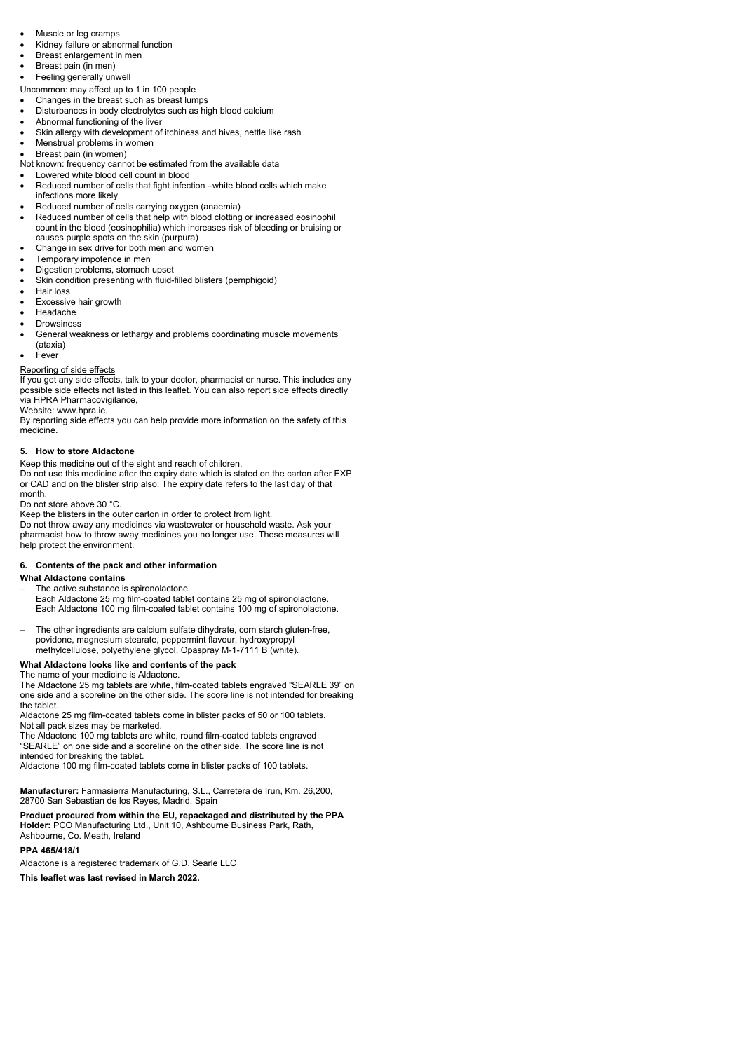- Muscle or leg cramps
- Kidney failure or abnormal function
- Breast enlargement in men
- Breast pain (in men)
- Feeling generally unwell

Uncommon: may affect up to 1 in 100 people

- Changes in the breast such as breast lumps
- Disturbances in body electrolytes such as high blood calcium
- Abnormal functioning of the liver
- Skin allergy with development of itchiness and hives, nettle like rash
- Menstrual problems in women
- Breast pain (in women)

Not known: frequency cannot be estimated from the available data

- Lowered white blood cell count in blood
- Reduced number of cells that fight infection –white blood cells which make infections more likely
- Reduced number of cells carrying oxygen (anaemia)
- Reduced number of cells that help with blood clotting or increased eosinophil count in the blood (eosinophilia) which increases risk of bleeding or bruising or causes purple spots on the skin (purpura)
- Change in sex drive for both men and women
- Temporary impotence in men
- Digestion problems, stomach upset
- Skin condition presenting with fluid-filled blisters (pemphigoid)
- Hair loss
- Excessive hair growth
- Headache
- Drowsiness
- General weakness or lethargy and problems coordinating muscle movements (ataxia)
- Fever

Reporting of side effects

If you get any side effects, talk to your doctor, pharmacist or nurse. This includes any possible side effects not listed in this leaflet. You can also report side effects directly via HPRA Pharmacovigilance,
Website: www.hpra.ie.
By reporting side effects you can help provide more information on the safety of this medicine.

## 5. How to store Aldactone

Keep this medicine out of the sight and reach of children.
Do not use this medicine after the expiry date which is stated on the carton after EXP or CAD and on the blister strip also. The expiry date refers to the last day of that month.
Do not store above 30 °C.
Keep the blisters in the outer carton in order to protect from light.
Do not throw away any medicines via wastewater or household waste. Ask your pharmacist how to throw away medicines you no longer use. These measures will help protect the environment.

## 6. Contents of the pack and other information

### What Aldactone contains

- The active substance is spironolactone.
  Each Aldactone 25 mg film-coated tablet contains 25 mg of spironolactone.
  Each Aldactone 100 mg film-coated tablet contains 100 mg of spironolactone.

- The other ingredients are calcium sulfate dihydrate, corn starch gluten-free, povidone, magnesium stearate, peppermint flavour, hydroxypropyl methylcellulose, polyethylene glycol, Opaspray M-1-7111 B (white).

### What Aldactone looks like and contents of the pack

The name of your medicine is Aldactone.
The Aldactone 25 mg tablets are white, film-coated tablets engraved "SEARLE 39" on one side and a scoreline on the other side. The score line is not intended for breaking the tablet.
Aldactone 25 mg film-coated tablets come in blister packs of 50 or 100 tablets.
Not all pack sizes may be marketed.
The Aldactone 100 mg tablets are white, round film-coated tablets engraved "SEARLE" on one side and a scoreline on the other side. The score line is not intended for breaking the tablet.
Aldactone 100 mg film-coated tablets come in blister packs of 100 tablets.

**Manufacturer:** Farmasierra Manufacturing, S.L., Carretera de Irun, Km. 26,200, 28700 San Sebastian de los Reyes, Madrid, Spain

**Product procured from within the EU, repackaged and distributed by the PPA Holder:** PCO Manufacturing Ltd., Unit 10, Ashbourne Business Park, Rath, Ashbourne, Co. Meath, Ireland

**PPA 465/418/1**

Aldactone is a registered trademark of G.D. Searle LLC

**This leaflet was last revised in March 2022.**